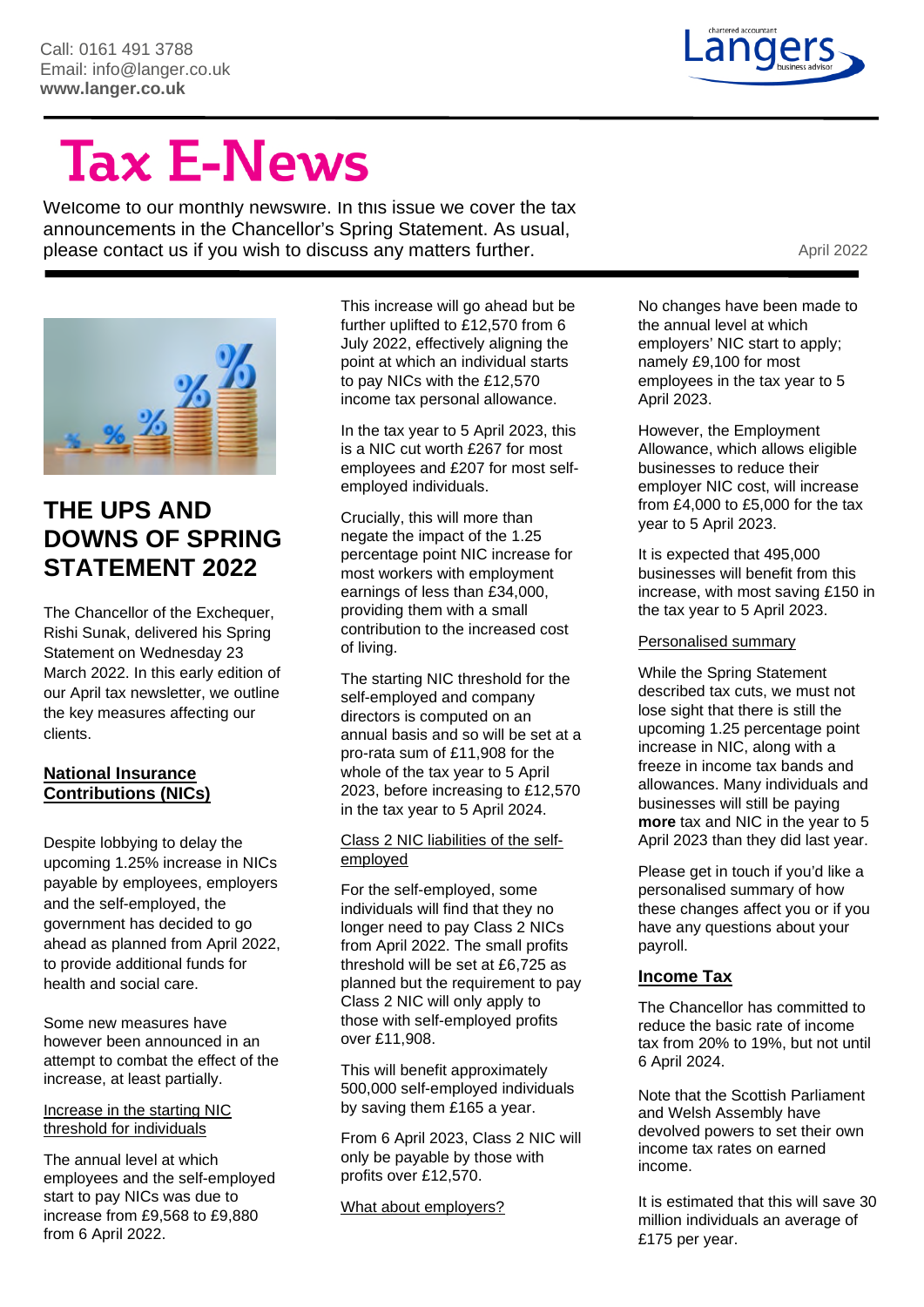Call: 0161 491 3788
Email: info@langer.co.uk
**www.langer.co.uk**

# Tax E-News

Welcome to our monthly newswire. In this issue we cover the tax announcements in the Chancellor's Spring Statement. As usual, please contact us if you wish to discuss any matters further.

April 2022

## THE UPS AND DOWNS OF SPRING STATEMENT 2022

The Chancellor of the Exchequer, Rishi Sunak, delivered his Spring Statement on Wednesday 23 March 2022. In this early edition of our April tax newsletter, we outline the key measures affecting our clients.

### National Insurance Contributions (NICs)

Despite lobbying to delay the upcoming 1.25% increase in NICs payable by employees, employers and the self-employed, the government has decided to go ahead as planned from April 2022, to provide additional funds for health and social care.

Some new measures have however been announced in an attempt to combat the effect of the increase, at least partially.

#### Increase in the starting NIC threshold for individuals

The annual level at which employees and the self-employed start to pay NICs was due to increase from £9,568 to £9,880 from 6 April 2022.

This increase will go ahead but be further uplifted to £12,570 from 6 July 2022, effectively aligning the point at which an individual starts to pay NICs with the £12,570 income tax personal allowance.

In the tax year to 5 April 2023, this is a NIC cut worth £267 for most employees and £207 for most self-employed individuals.

Crucially, this will more than negate the impact of the 1.25 percentage point NIC increase for most workers with employment earnings of less than £34,000, providing them with a small contribution to the increased cost of living.

The starting NIC threshold for the self-employed and company directors is computed on an annual basis and so will be set at a pro-rata sum of £11,908 for the whole of the tax year to 5 April 2023, before increasing to £12,570 in the tax year to 5 April 2024.

#### Class 2 NIC liabilities of the self-employed

For the self-employed, some individuals will find that they no longer need to pay Class 2 NICs from April 2022. The small profits threshold will be set at £6,725 as planned but the requirement to pay Class 2 NIC will only apply to those with self-employed profits over £11,908.

This will benefit approximately 500,000 self-employed individuals by saving them £165 a year.

From 6 April 2023, Class 2 NIC will only be payable by those with profits over £12,570.

#### What about employers?

No changes have been made to the annual level at which employers' NIC start to apply; namely £9,100 for most employees in the tax year to 5 April 2023.

However, the Employment Allowance, which allows eligible businesses to reduce their employer NIC cost, will increase from £4,000 to £5,000 for the tax year to 5 April 2023.

It is expected that 495,000 businesses will benefit from this increase, with most saving £150 in the tax year to 5 April 2023.

#### Personalised summary

While the Spring Statement described tax cuts, we must not lose sight that there is still the upcoming 1.25 percentage point increase in NIC, along with a freeze in income tax bands and allowances. Many individuals and businesses will still be paying **more** tax and NIC in the year to 5 April 2023 than they did last year.

Please get in touch if you'd like a personalised summary of how these changes affect you or if you have any questions about your payroll.

### Income Tax

The Chancellor has committed to reduce the basic rate of income tax from 20% to 19%, but not until 6 April 2024.

Note that the Scottish Parliament and Welsh Assembly have devolved powers to set their own income tax rates on earned income.

It is estimated that this will save 30 million individuals an average of £175 per year.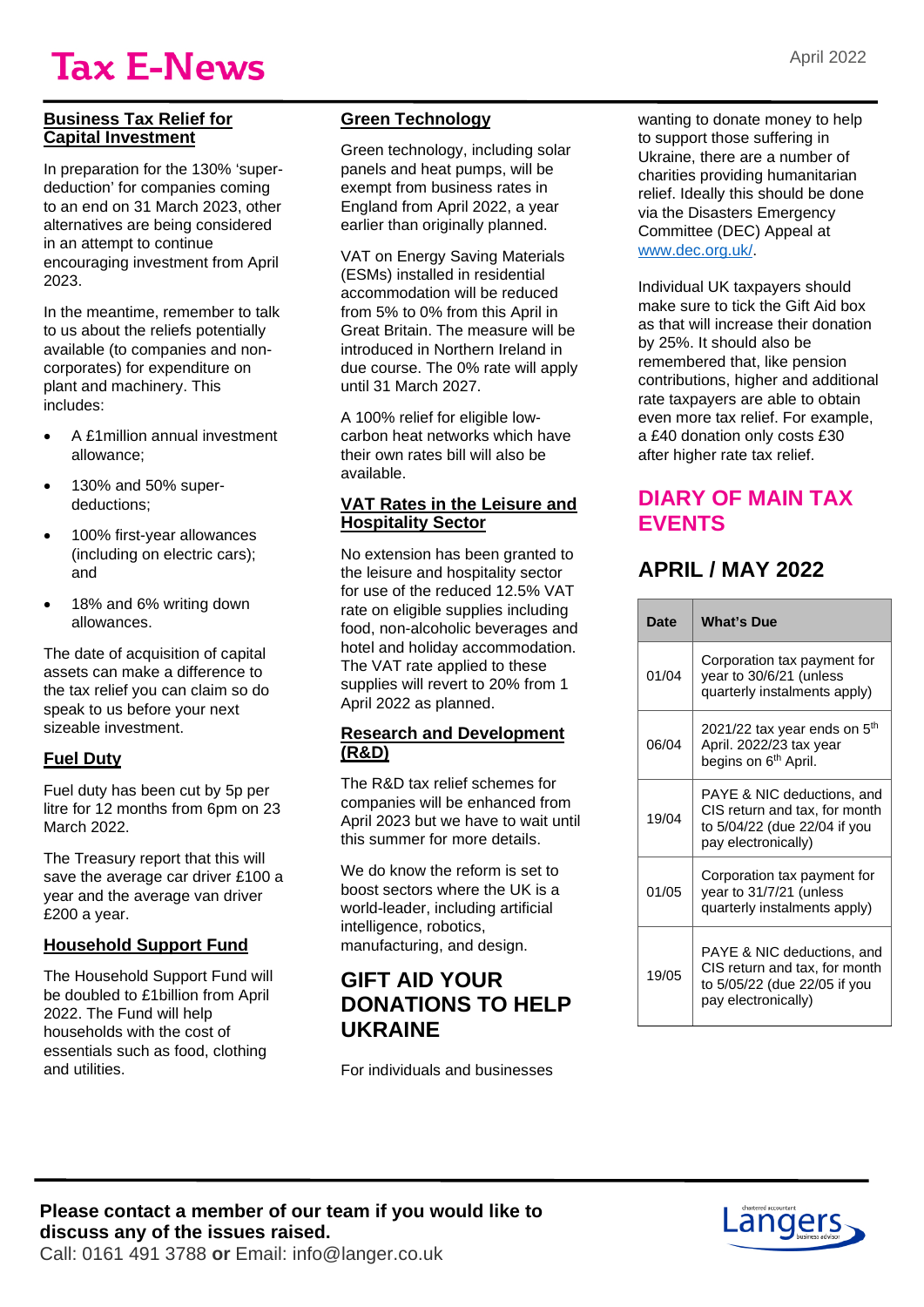# Tax E-News

April 2022

## Business Tax Relief for Capital Investment

In preparation for the 130% 'super-deduction' for companies coming to an end on 31 March 2023, other alternatives are being considered in an attempt to continue encouraging investment from April 2023.

In the meantime, remember to talk to us about the reliefs potentially available (to companies and non-corporates) for expenditure on plant and machinery. This includes:

- A £1million annual investment allowance;
- 130% and 50% super-deductions;
- 100% first-year allowances (including on electric cars); and
- 18% and 6% writing down allowances.

The date of acquisition of capital assets can make a difference to the tax relief you can claim so do speak to us before your next sizeable investment.

## Fuel Duty

Fuel duty has been cut by 5p per litre for 12 months from 6pm on 23 March 2022.

The Treasury report that this will save the average car driver £100 a year and the average van driver £200 a year.

## Household Support Fund

The Household Support Fund will be doubled to £1billion from April 2022. The Fund will help households with the cost of essentials such as food, clothing and utilities.

## Green Technology

Green technology, including solar panels and heat pumps, will be exempt from business rates in England from April 2022, a year earlier than originally planned.

VAT on Energy Saving Materials (ESMs) installed in residential accommodation will be reduced from 5% to 0% from this April in Great Britain. The measure will be introduced in Northern Ireland in due course. The 0% rate will apply until 31 March 2027.

A 100% relief for eligible low-carbon heat networks which have their own rates bill will also be available.

## VAT Rates in the Leisure and Hospitality Sector

No extension has been granted to the leisure and hospitality sector for use of the reduced 12.5% VAT rate on eligible supplies including food, non-alcoholic beverages and hotel and holiday accommodation. The VAT rate applied to these supplies will revert to 20% from 1 April 2022 as planned.

## Research and Development (R&D)

The R&D tax relief schemes for companies will be enhanced from April 2023 but we have to wait until this summer for more details.

We do know the reform is set to boost sectors where the UK is a world-leader, including artificial intelligence, robotics, manufacturing, and design.

## GIFT AID YOUR DONATIONS TO HELP UKRAINE

For individuals and businesses wanting to donate money to help to support those suffering in Ukraine, there are a number of charities providing humanitarian relief. Ideally this should be done via the Disasters Emergency Committee (DEC) Appeal at www.dec.org.uk/.

Individual UK taxpayers should make sure to tick the Gift Aid box as that will increase their donation by 25%. It should also be remembered that, like pension contributions, higher and additional rate taxpayers are able to obtain even more tax relief. For example, a £40 donation only costs £30 after higher rate tax relief.

## DIARY OF MAIN TAX EVENTS

## APRIL / MAY 2022

| Date | What's Due |
|---|---|
| 01/04 | Corporation tax payment for year to 30/6/21 (unless quarterly instalments apply) |
| 06/04 | 2021/22 tax year ends on 5th April. 2022/23 tax year begins on 6th April. |
| 19/04 | PAYE & NIC deductions, and CIS return and tax, for month to 5/04/22 (due 22/04 if you pay electronically) |
| 01/05 | Corporation tax payment for year to 31/7/21 (unless quarterly instalments apply) |
| 19/05 | PAYE & NIC deductions, and CIS return and tax, for month to 5/05/22 (due 22/05 if you pay electronically) |

**Please contact a member of our team if you would like to discuss any of the issues raised.**
Call: 0161 491 3788 **or** Email: info@langer.co.uk

Langers chartered accountant business advisor